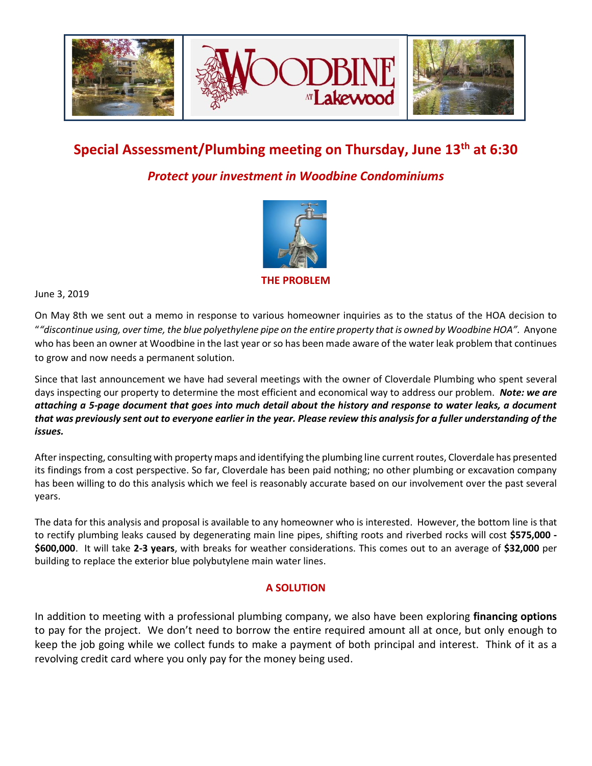# Special Assessment/Plumbing meeting on Thursday, June 13th at 6:30

## *Protect your investment in Woodbine Condominiums*

**THE PROBLEM**

June 3, 2019

On May 8th we sent out a memo in response to various homeowner inquiries as to the status of the HOA decision to "*"discontinue using, over time, the blue polyethylene pipe on the entire property that is owned by Woodbine HOA".* Anyone who has been an owner at Woodbine in the last year or so has been made aware of the water leak problem that continues to grow and now needs a permanent solution.

Since that last announcement we have had several meetings with the owner of Cloverdale Plumbing who spent several days inspecting our property to determine the most efficient and economical way to address our problem. ***Note: we are attaching a 5-page document that goes into much detail about the history and response to water leaks, a document that was previously sent out to everyone earlier in the year. Please review this analysis for a fuller understanding of the issues.***

After inspecting, consulting with property maps and identifying the plumbing line current routes, Cloverdale has presented its findings from a cost perspective. So far, Cloverdale has been paid nothing; no other plumbing or excavation company has been willing to do this analysis which we feel is reasonably accurate based on our involvement over the past several years.

The data for this analysis and proposal is available to any homeowner who is interested. However, the bottom line is that to rectify plumbing leaks caused by degenerating main line pipes, shifting roots and riverbed rocks will cost **$575,000 - $600,000**. It will take **2-3 years**, with breaks for weather considerations. This comes out to an average of **$32,000** per building to replace the exterior blue polybutylene main water lines.

**A SOLUTION**

In addition to meeting with a professional plumbing company, we also have been exploring **financing options** to pay for the project. We don't need to borrow the entire required amount all at once, but only enough to keep the job going while we collect funds to make a payment of both principal and interest. Think of it as a revolving credit card where you only pay for the money being used.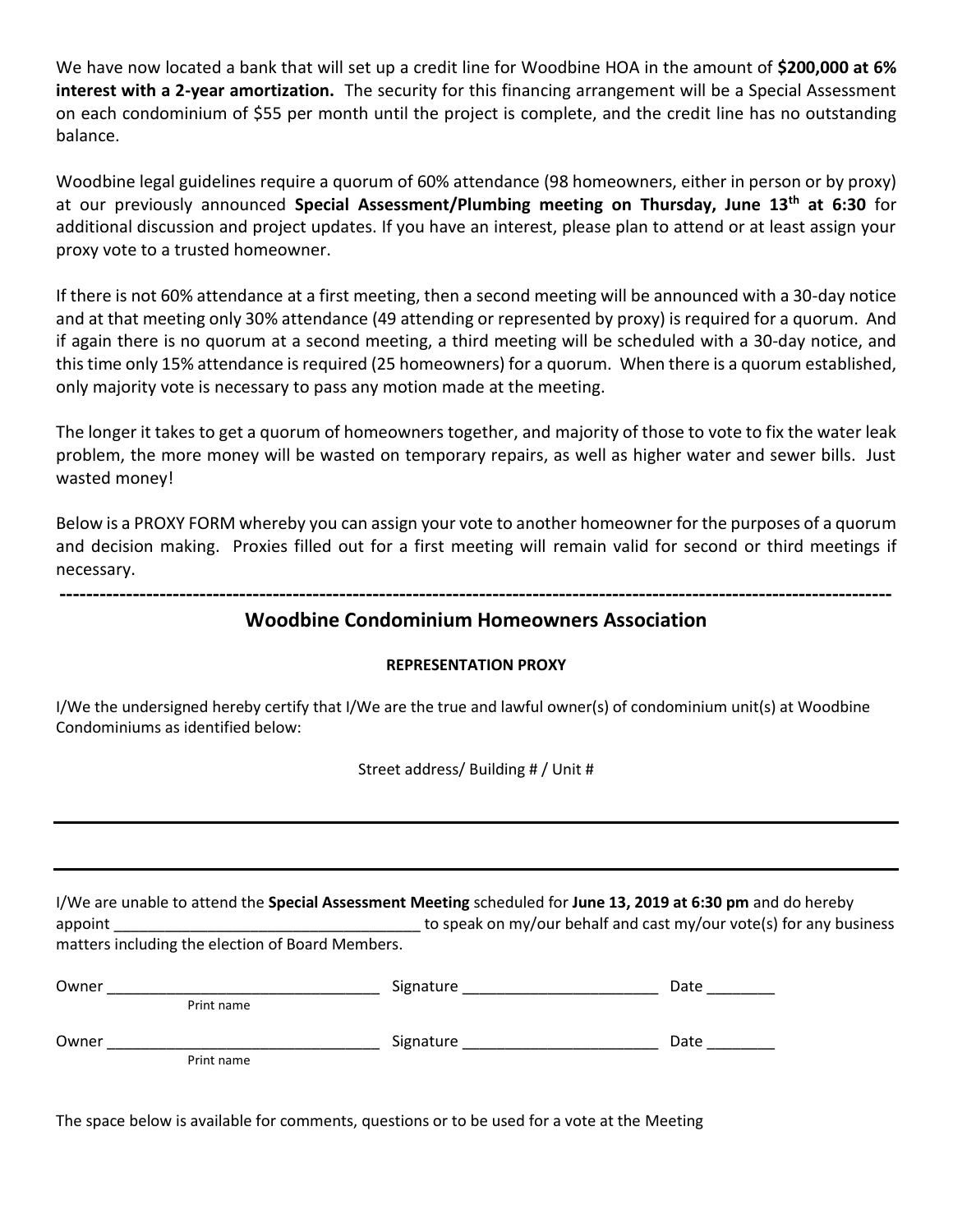We have now located a bank that will set up a credit line for Woodbine HOA in the amount of **$200,000 at 6% interest with a 2-year amortization.** The security for this financing arrangement will be a Special Assessment on each condominium of $55 per month until the project is complete, and the credit line has no outstanding balance.

Woodbine legal guidelines require a quorum of 60% attendance (98 homeowners, either in person or by proxy) at our previously announced **Special Assessment/Plumbing meeting on Thursday, June 13th at 6:30** for additional discussion and project updates. If you have an interest, please plan to attend or at least assign your proxy vote to a trusted homeowner.

If there is not 60% attendance at a first meeting, then a second meeting will be announced with a 30-day notice and at that meeting only 30% attendance (49 attending or represented by proxy) is required for a quorum. And if again there is no quorum at a second meeting, a third meeting will be scheduled with a 30-day notice, and this time only 15% attendance is required (25 homeowners) for a quorum. When there is a quorum established, only majority vote is necessary to pass any motion made at the meeting.

The longer it takes to get a quorum of homeowners together, and majority of those to vote to fix the water leak problem, the more money will be wasted on temporary repairs, as well as higher water and sewer bills. Just wasted money!

Below is a PROXY FORM whereby you can assign your vote to another homeowner for the purposes of a quorum and decision making. Proxies filled out for a first meeting will remain valid for second or third meetings if necessary.

---

## Woodbine Condominium Homeowners Association

**REPRESENTATION PROXY**

I/We the undersigned hereby certify that I/We are the true and lawful owner(s) of condominium unit(s) at Woodbine Condominiums as identified below:

Street address/ Building # / Unit #

---

---

I/We are unable to attend the **Special Assessment Meeting** scheduled for **June 13, 2019 at 6:30 pm** and do hereby appoint ___________________________________ to speak on my/our behalf and cast my/our vote(s) for any business matters including the election of Board Members.

Owner ________________________________ Signature ______________________ Date ________
Print name

Owner ________________________________ Signature ______________________ Date ________
Print name

The space below is available for comments, questions or to be used for a vote at the Meeting